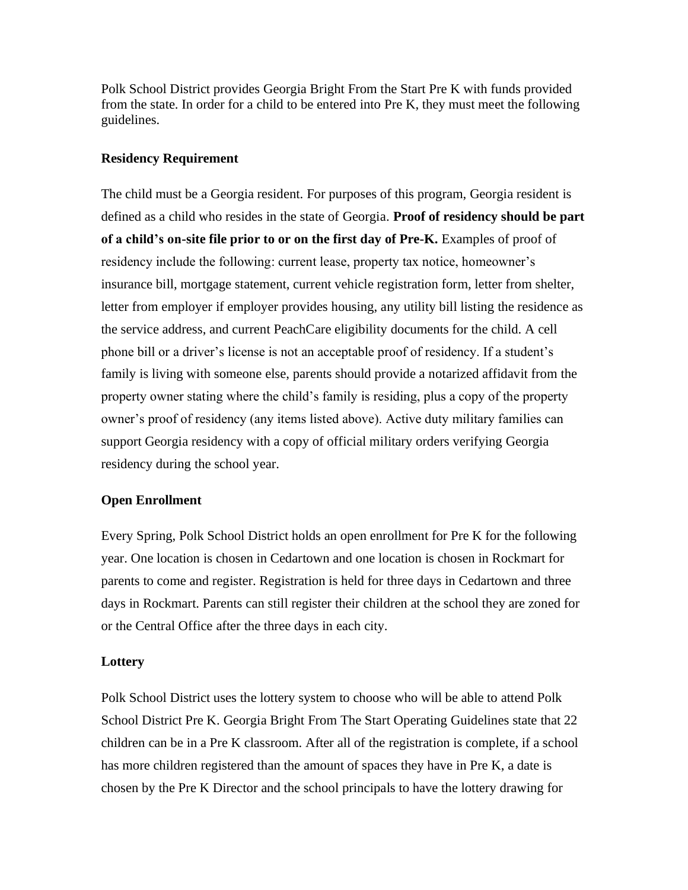Polk School District provides Georgia Bright From the Start Pre K with funds provided from the state. In order for a child to be entered into Pre K, they must meet the following guidelines.

**Residency Requirement**

The child must be a Georgia resident. For purposes of this program, Georgia resident is defined as a child who resides in the state of Georgia. **Proof of residency should be part of a child's on-site file prior to or on the first day of Pre-K.** Examples of proof of residency include the following: current lease, property tax notice, homeowner's insurance bill, mortgage statement, current vehicle registration form, letter from shelter, letter from employer if employer provides housing, any utility bill listing the residence as the service address, and current PeachCare eligibility documents for the child. A cell phone bill or a driver's license is not an acceptable proof of residency. If a student's family is living with someone else, parents should provide a notarized affidavit from the property owner stating where the child's family is residing, plus a copy of the property owner's proof of residency (any items listed above). Active duty military families can support Georgia residency with a copy of official military orders verifying Georgia residency during the school year.

**Open Enrollment**

Every Spring, Polk School District holds an open enrollment for Pre K for the following year. One location is chosen in Cedartown and one location is chosen in Rockmart for parents to come and register. Registration is held for three days in Cedartown and three days in Rockmart. Parents can still register their children at the school they are zoned for or the Central Office after the three days in each city.

**Lottery**

Polk School District uses the lottery system to choose who will be able to attend Polk School District Pre K. Georgia Bright From The Start Operating Guidelines state that 22 children can be in a Pre K classroom. After all of the registration is complete, if a school has more children registered than the amount of spaces they have in Pre K, a date is chosen by the Pre K Director and the school principals to have the lottery drawing for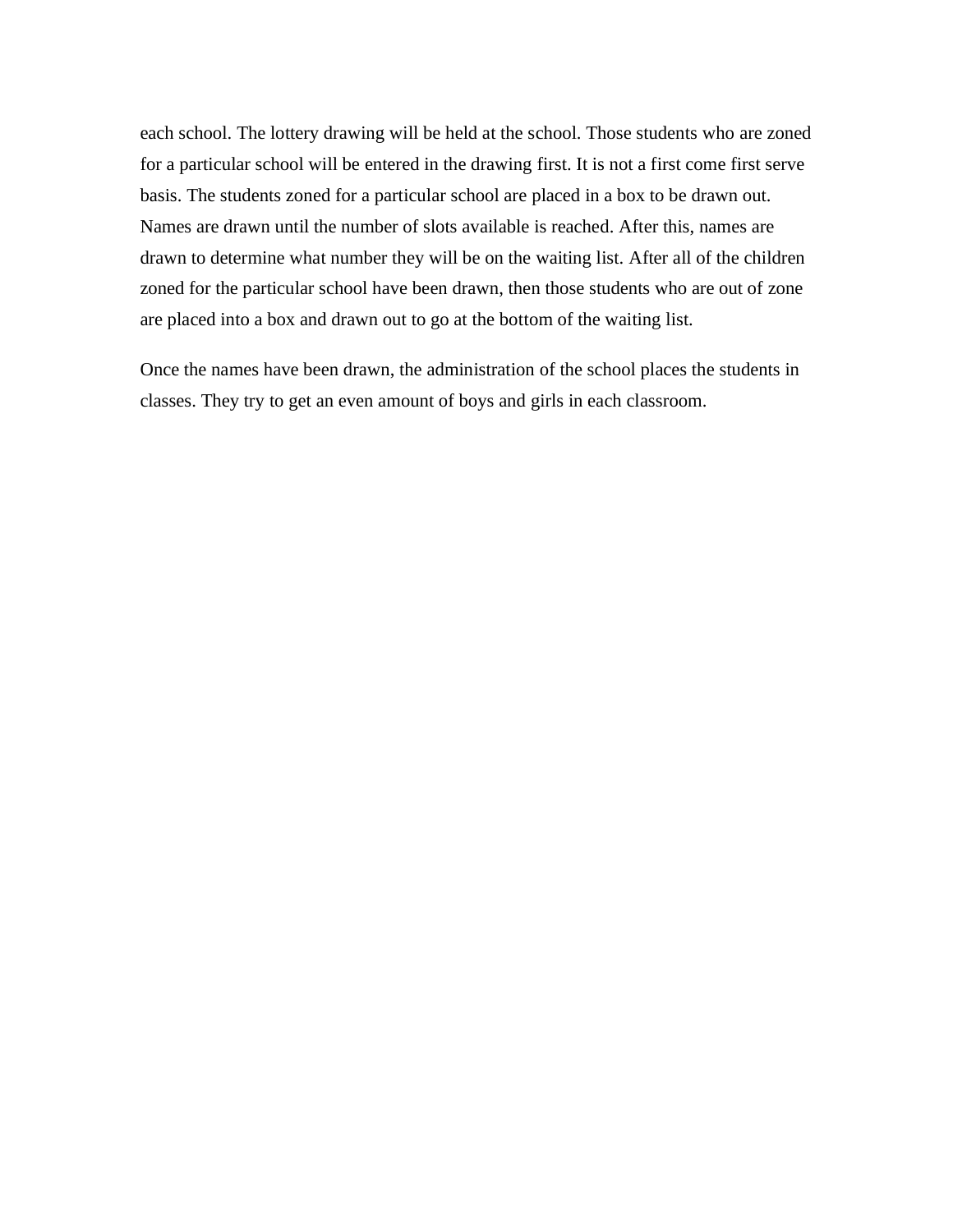each school. The lottery drawing will be held at the school. Those students who are zoned for a particular school will be entered in the drawing first. It is not a first come first serve basis. The students zoned for a particular school are placed in a box to be drawn out. Names are drawn until the number of slots available is reached. After this, names are drawn to determine what number they will be on the waiting list. After all of the children zoned for the particular school have been drawn, then those students who are out of zone are placed into a box and drawn out to go at the bottom of the waiting list.

Once the names have been drawn, the administration of the school places the students in classes. They try to get an even amount of boys and girls in each classroom.